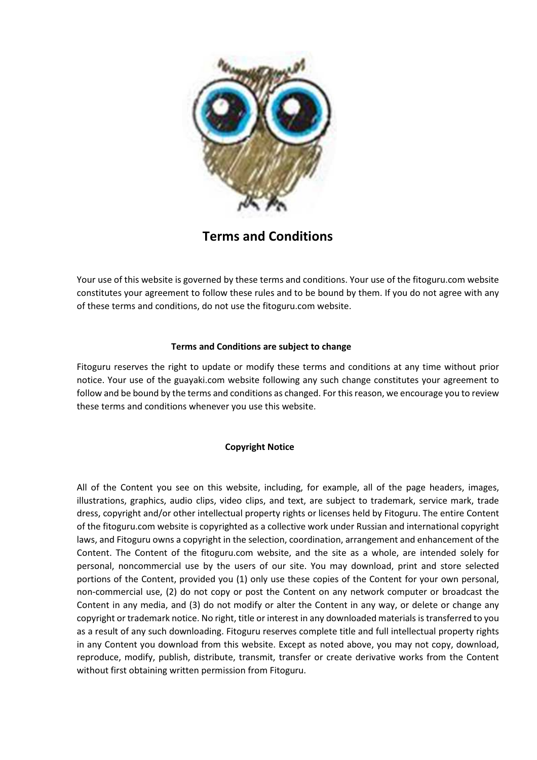# Terms and Conditions

Your use of this website is governed by these terms and conditions. Your use of the fitoguru.com website constitutes your agreement to follow these rules and to be bound by them. If you do not agree with any of these terms and conditions, do not use the fitoguru.com website.

### Terms and Conditions are subject to change

Fitoguru reserves the right to update or modify these terms and conditions at any time without prior notice. Your use of the guayaki.com website following any such change constitutes your agreement to follow and be bound by the terms and conditions as changed. For this reason, we encourage you to review these terms and conditions whenever you use this website.

### Copyright Notice

All of the Content you see on this website, including, for example, all of the page headers, images, illustrations, graphics, audio clips, video clips, and text, are subject to trademark, service mark, trade dress, copyright and/or other intellectual property rights or licenses held by Fitoguru. The entire Content of the fitoguru.com website is copyrighted as a collective work under Russian and international copyright laws, and Fitoguru owns a copyright in the selection, coordination, arrangement and enhancement of the Content. The Content of the fitoguru.com website, and the site as a whole, are intended solely for personal, noncommercial use by the users of our site. You may download, print and store selected portions of the Content, provided you (1) only use these copies of the Content for your own personal, non-commercial use, (2) do not copy or post the Content on any network computer or broadcast the Content in any media, and (3) do not modify or alter the Content in any way, or delete or change any copyright or trademark notice. No right, title or interest in any downloaded materials is transferred to you as a result of any such downloading. Fitoguru reserves complete title and full intellectual property rights in any Content you download from this website. Except as noted above, you may not copy, download, reproduce, modify, publish, distribute, transmit, transfer or create derivative works from the Content without first obtaining written permission from Fitoguru.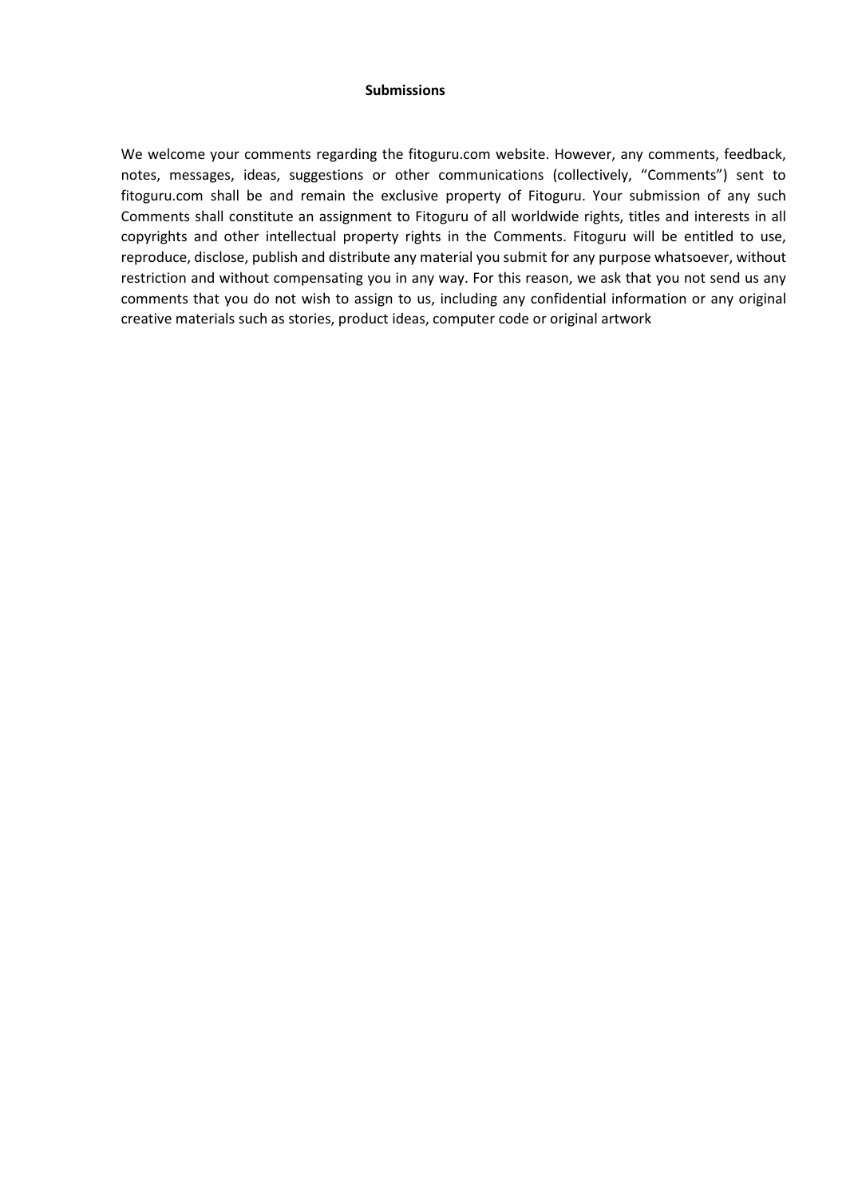**Submissions**

We welcome your comments regarding the fitoguru.com website. However, any comments, feedback, notes, messages, ideas, suggestions or other communications (collectively, “Comments”) sent to fitoguru.com shall be and remain the exclusive property of Fitoguru. Your submission of any such Comments shall constitute an assignment to Fitoguru of all worldwide rights, titles and interests in all copyrights and other intellectual property rights in the Comments. Fitoguru will be entitled to use, reproduce, disclose, publish and distribute any material you submit for any purpose whatsoever, without restriction and without compensating you in any way. For this reason, we ask that you not send us any comments that you do not wish to assign to us, including any confidential information or any original creative materials such as stories, product ideas, computer code or original artwork